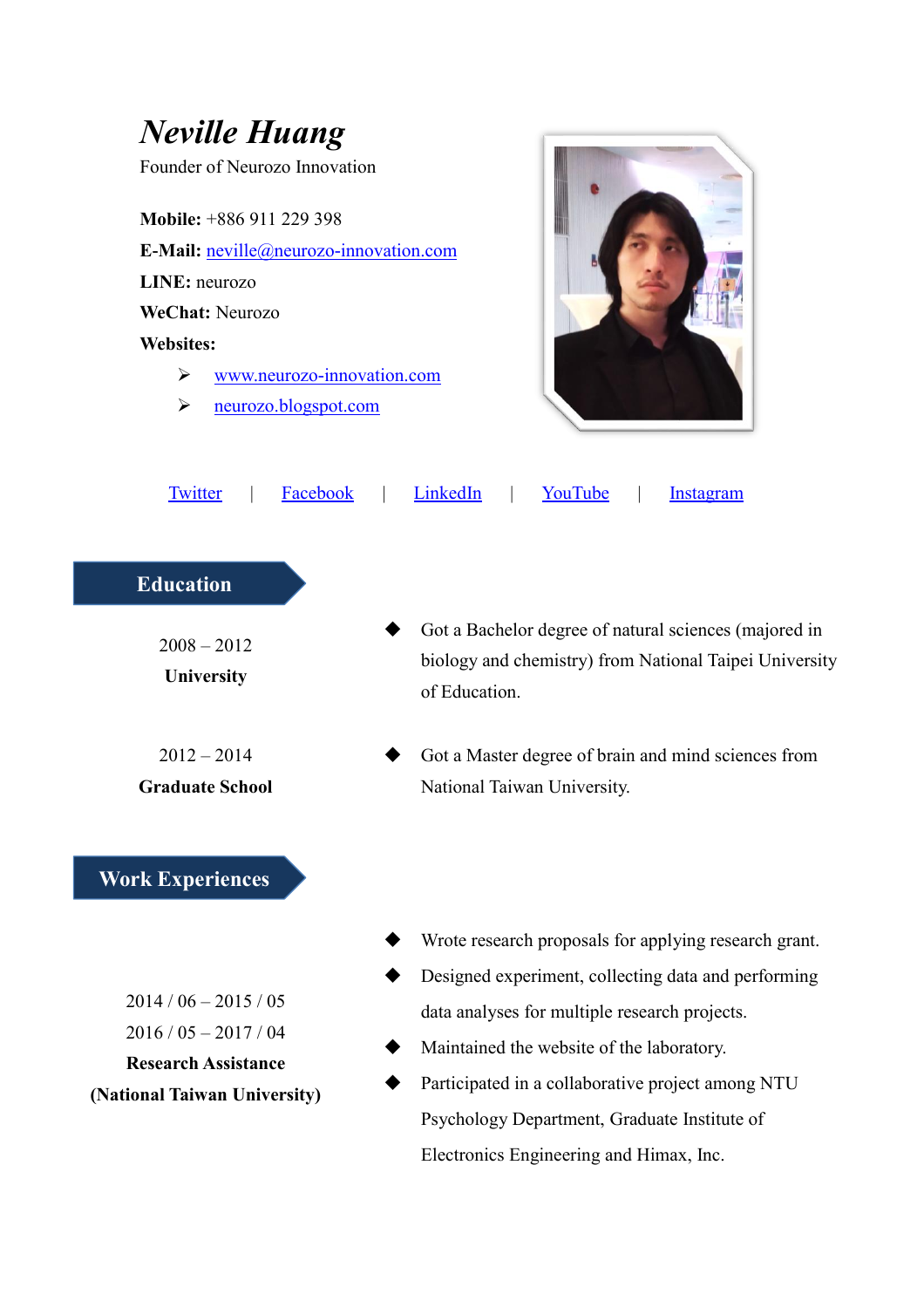# *Neville Huang*

Founder of Neurozo Innovation

**Mobile:** +886 911 229 398

**E-Mail:** neville@neurozo-innovation.com

**LINE:** neurozo

**WeChat:** Neurozo

**Websites:**

- www.neurozo-innovation.com
- neurozo.blogspot.com

Twitter | Facebook | LinkedIn | YouTube | Instagram

## Education

**2008 – 2012**
**University**

- Got a Bachelor degree of natural sciences (majored in biology and chemistry) from National Taipei University of Education.

**2012 – 2014**
**Graduate School**

- Got a Master degree of brain and mind sciences from National Taiwan University.

## Work Experiences

2014 / 06 – 2015 / 05
2016 / 05 – 2017 / 04
**Research Assistance**
**(National Taiwan University)**

- Wrote research proposals for applying research grant.
- Designed experiment, collecting data and performing data analyses for multiple research projects.
- Maintained the website of the laboratory.
- Participated in a collaborative project among NTU Psychology Department, Graduate Institute of Electronics Engineering and Himax, Inc.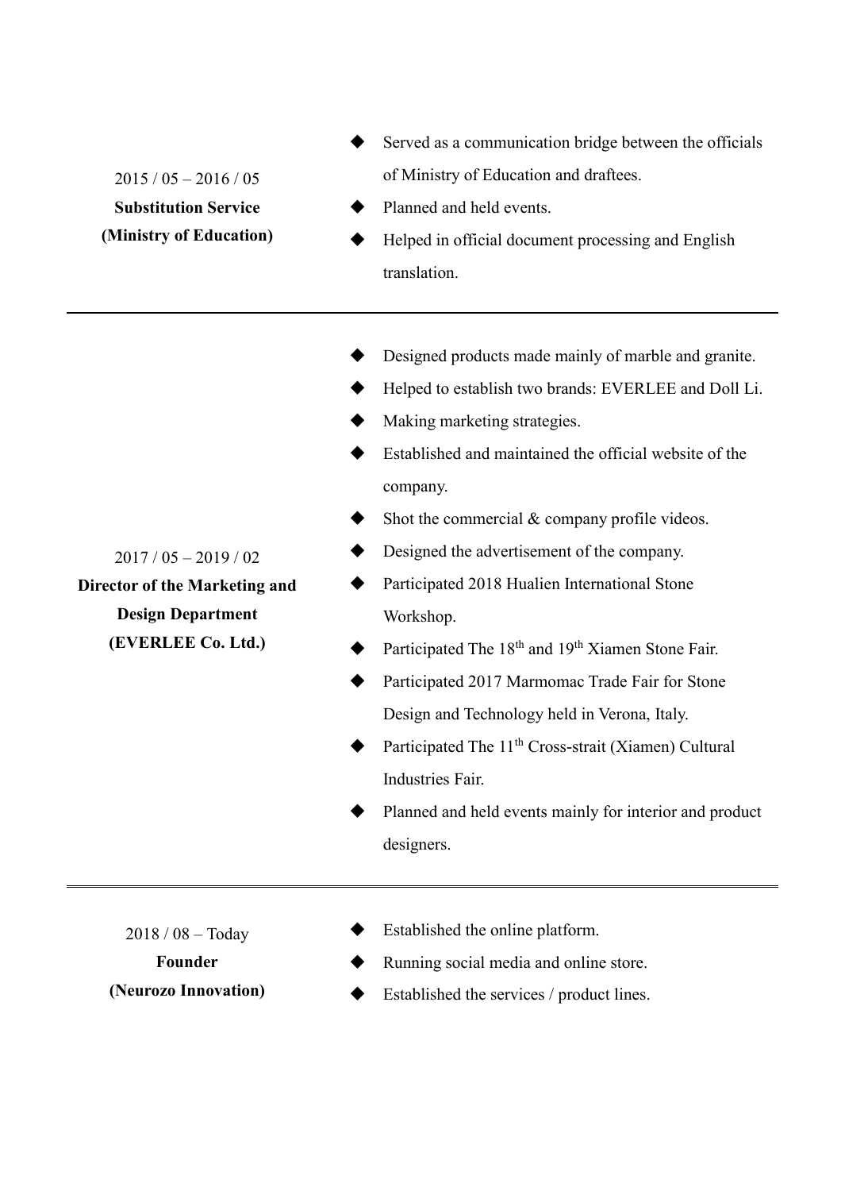2015 / 05 – 2016 / 05
**Substitution Service**
**(Ministry of Education)**

- Served as a communication bridge between the officials of Ministry of Education and draftees.
- Planned and held events.
- Helped in official document processing and English translation.

---

2017 / 05 – 2019 / 02
**Director of the Marketing and Design Department**
**(EVERLEE Co. Ltd.)**

- Designed products made mainly of marble and granite.
- Helped to establish two brands: EVERLEE and Doll Li.
- Making marketing strategies.
- Established and maintained the official website of the company.
- Shot the commercial & company profile videos.
- Designed the advertisement of the company.
- Participated 2018 Hualien International Stone Workshop.
- Participated The 18th and 19th Xiamen Stone Fair.
- Participated 2017 Marmomac Trade Fair for Stone Design and Technology held in Verona, Italy.
- Participated The 11th Cross-strait (Xiamen) Cultural Industries Fair.
- Planned and held events mainly for interior and product designers.

---

2018 / 08 – Today
**Founder**
**(Neurozo Innovation)**

- Established the online platform.
- Running social media and online store.
- Established the services / product lines.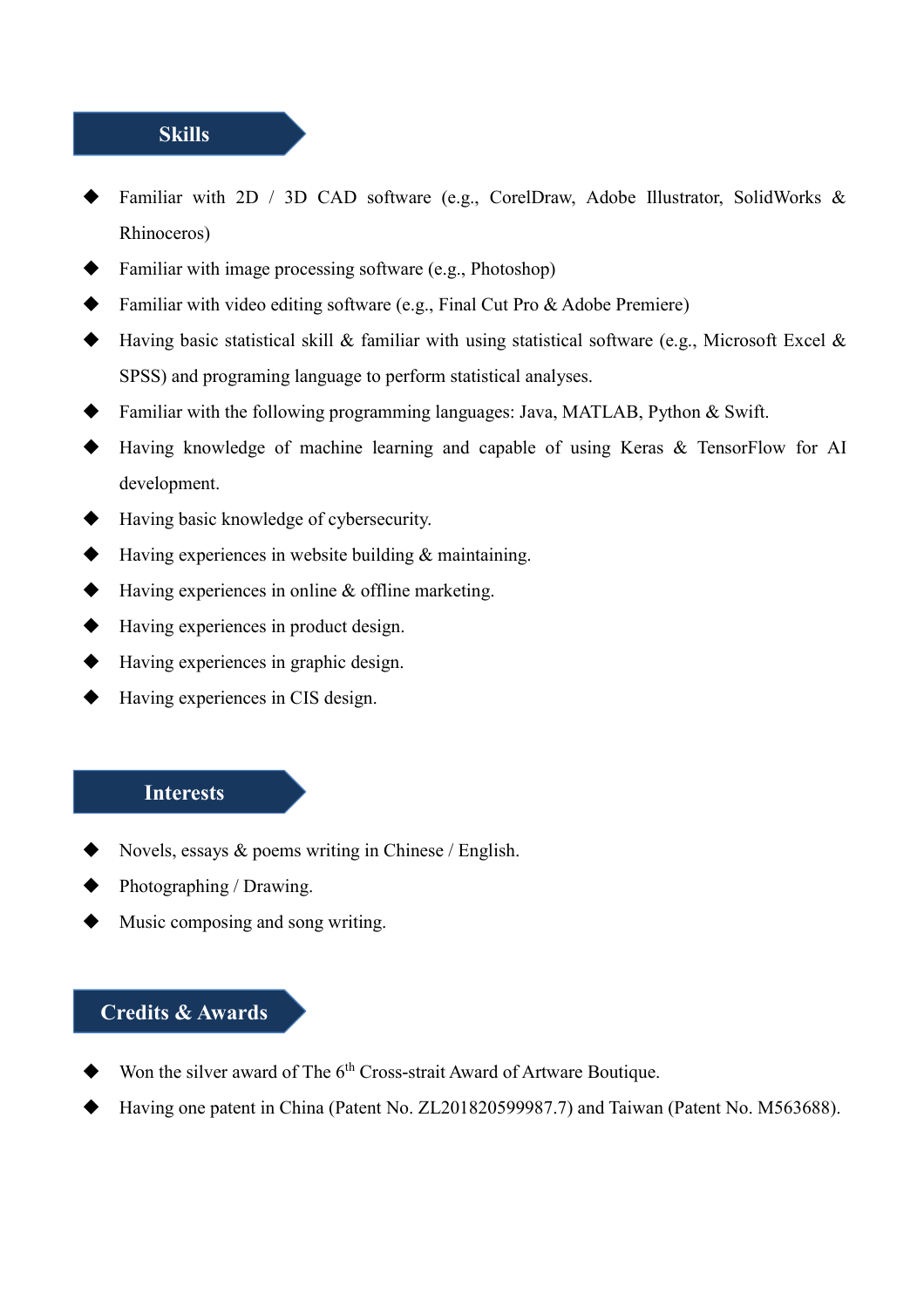## Skills

- Familiar with 2D / 3D CAD software (e.g., CorelDraw, Adobe Illustrator, SolidWorks & Rhinoceros)
- Familiar with image processing software (e.g., Photoshop)
- Familiar with video editing software (e.g., Final Cut Pro & Adobe Premiere)
- Having basic statistical skill & familiar with using statistical software (e.g., Microsoft Excel & SPSS) and programing language to perform statistical analyses.
- Familiar with the following programming languages: Java, MATLAB, Python & Swift.
- Having knowledge of machine learning and capable of using Keras & TensorFlow for AI development.
- Having basic knowledge of cybersecurity.
- Having experiences in website building & maintaining.
- Having experiences in online & offline marketing.
- Having experiences in product design.
- Having experiences in graphic design.
- Having experiences in CIS design.

## Interests

- Novels, essays & poems writing in Chinese / English.
- Photographing / Drawing.
- Music composing and song writing.

## Credits & Awards

- Won the silver award of The 6th Cross-strait Award of Artware Boutique.
- Having one patent in China (Patent No. ZL201820599987.7) and Taiwan (Patent No. M563688).